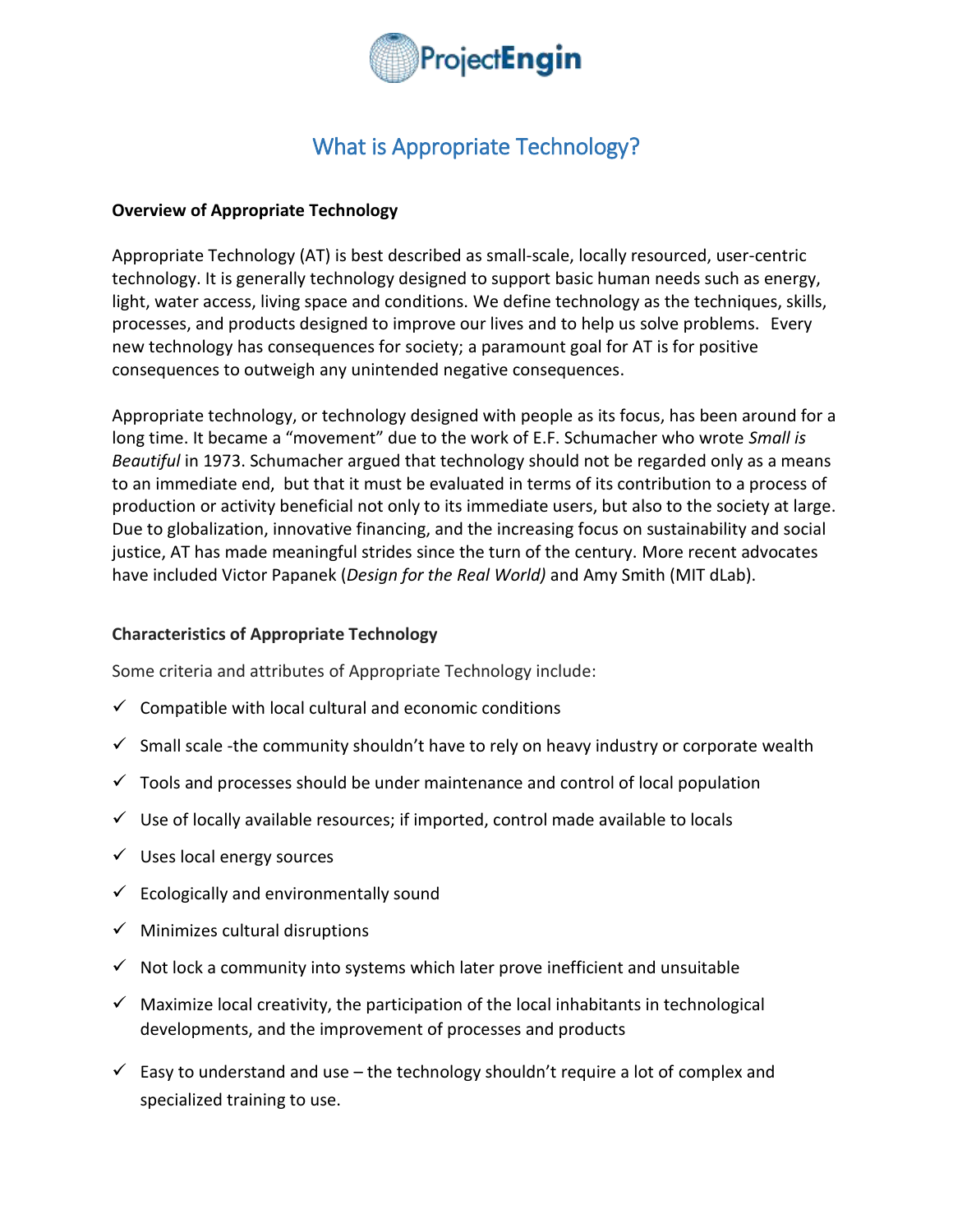# What is Appropriate Technology?

**Overview of Appropriate Technology**

Appropriate Technology (AT) is best described as small-scale, locally resourced, user-centric technology. It is generally technology designed to support basic human needs such as energy, light, water access, living space and conditions. We define technology as the techniques, skills, processes, and products designed to improve our lives and to help us solve problems. Every new technology has consequences for society; a paramount goal for AT is for positive consequences to outweigh any unintended negative consequences.

Appropriate technology, or technology designed with people as its focus, has been around for a long time. It became a "movement" due to the work of E.F. Schumacher who wrote *Small is Beautiful* in 1973. Schumacher argued that technology should not be regarded only as a means to an immediate end, but that it must be evaluated in terms of its contribution to a process of production or activity beneficial not only to its immediate users, but also to the society at large. Due to globalization, innovative financing, and the increasing focus on sustainability and social justice, AT has made meaningful strides since the turn of the century. More recent advocates have included Victor Papanek (*Design for the Real World)* and Amy Smith (MIT dLab).

**Characteristics of Appropriate Technology**

Some criteria and attributes of Appropriate Technology include:

- ✓ Compatible with local cultural and economic conditions
- ✓ Small scale -the community shouldn't have to rely on heavy industry or corporate wealth
- ✓ Tools and processes should be under maintenance and control of local population
- ✓ Use of locally available resources; if imported, control made available to locals
- ✓ Uses local energy sources
- ✓ Ecologically and environmentally sound
- ✓ Minimizes cultural disruptions
- ✓ Not lock a community into systems which later prove inefficient and unsuitable
- ✓ Maximize local creativity, the participation of the local inhabitants in technological developments, and the improvement of processes and products
- ✓ Easy to understand and use – the technology shouldn't require a lot of complex and specialized training to use.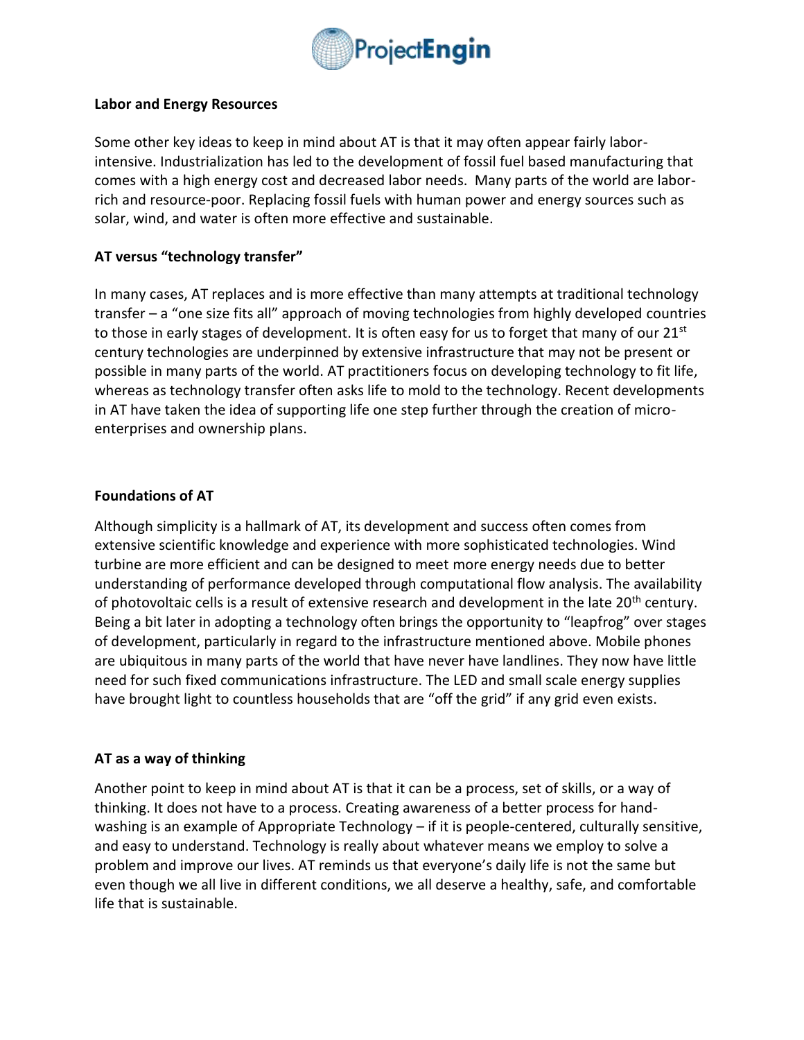**Labor and Energy Resources**

Some other key ideas to keep in mind about AT is that it may often appear fairly labor-intensive. Industrialization has led to the development of fossil fuel based manufacturing that comes with a high energy cost and decreased labor needs. Many parts of the world are labor-rich and resource-poor. Replacing fossil fuels with human power and energy sources such as solar, wind, and water is often more effective and sustainable.

**AT versus "technology transfer"**

In many cases, AT replaces and is more effective than many attempts at traditional technology transfer – a "one size fits all" approach of moving technologies from highly developed countries to those in early stages of development. It is often easy for us to forget that many of our 21st century technologies are underpinned by extensive infrastructure that may not be present or possible in many parts of the world. AT practitioners focus on developing technology to fit life, whereas as technology transfer often asks life to mold to the technology. Recent developments in AT have taken the idea of supporting life one step further through the creation of micro-enterprises and ownership plans.

**Foundations of AT**

Although simplicity is a hallmark of AT, its development and success often comes from extensive scientific knowledge and experience with more sophisticated technologies. Wind turbine are more efficient and can be designed to meet more energy needs due to better understanding of performance developed through computational flow analysis. The availability of photovoltaic cells is a result of extensive research and development in the late 20th century. Being a bit later in adopting a technology often brings the opportunity to "leapfrog" over stages of development, particularly in regard to the infrastructure mentioned above. Mobile phones are ubiquitous in many parts of the world that have never have landlines. They now have little need for such fixed communications infrastructure. The LED and small scale energy supplies have brought light to countless households that are "off the grid" if any grid even exists.

**AT as a way of thinking**

Another point to keep in mind about AT is that it can be a process, set of skills, or a way of thinking. It does not have to a process. Creating awareness of a better process for hand-washing is an example of Appropriate Technology – if it is people-centered, culturally sensitive, and easy to understand. Technology is really about whatever means we employ to solve a problem and improve our lives. AT reminds us that everyone's daily life is not the same but even though we all live in different conditions, we all deserve a healthy, safe, and comfortable life that is sustainable.